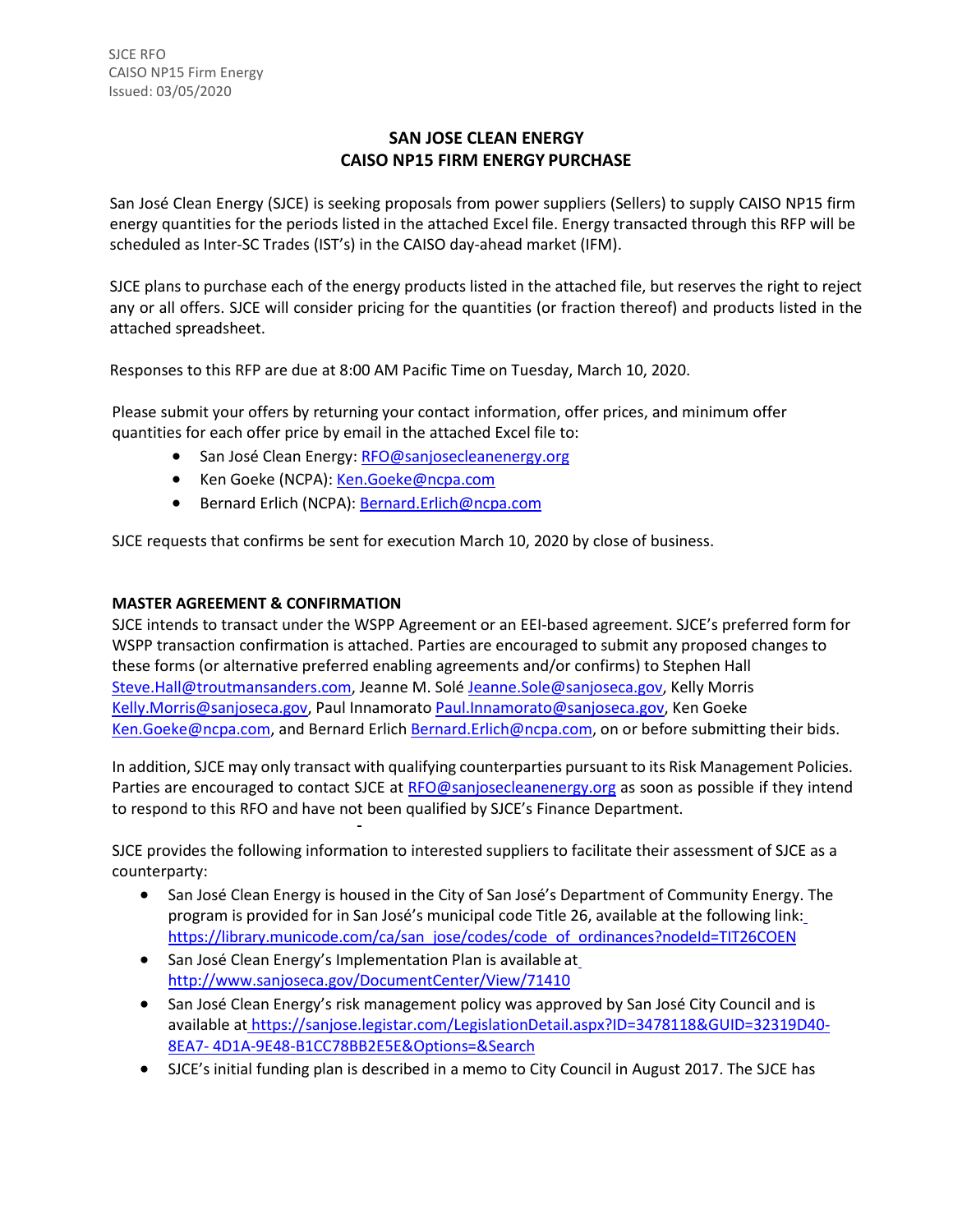SJCE RFO
CAISO NP15 Firm Energy
Issued: 03/05/2020

# SAN JOSE CLEAN ENERGY
# CAISO NP15 FIRM ENERGY PURCHASE

San José Clean Energy (SJCE) is seeking proposals from power suppliers (Sellers) to supply CAISO NP15 firm energy quantities for the periods listed in the attached Excel file. Energy transacted through this RFP will be scheduled as Inter-SC Trades (IST's) in the CAISO day-ahead market (IFM).

SJCE plans to purchase each of the energy products listed in the attached file, but reserves the right to reject any or all offers. SJCE will consider pricing for the quantities (or fraction thereof) and products listed in the attached spreadsheet.

Responses to this RFP are due at 8:00 AM Pacific Time on Tuesday, March 10, 2020.

Please submit your offers by returning your contact information, offer prices, and minimum offer quantities for each offer price by email in the attached Excel file to:

- San José Clean Energy: RFO@sanjosecleanenergy.org
- Ken Goeke (NCPA): Ken.Goeke@ncpa.com
- Bernard Erlich (NCPA): Bernard.Erlich@ncpa.com

SJCE requests that confirms be sent for execution March 10, 2020 by close of business.

**MASTER AGREEMENT & CONFIRMATION**

SJCE intends to transact under the WSPP Agreement or an EEI-based agreement. SJCE's preferred form for WSPP transaction confirmation is attached. Parties are encouraged to submit any proposed changes to these forms (or alternative preferred enabling agreements and/or confirms) to Stephen Hall Steve.Hall@troutmansanders.com, Jeanne M. Solé Jeanne.Sole@sanjoseca.gov, Kelly Morris Kelly.Morris@sanjoseca.gov, Paul Innamorato Paul.Innamorato@sanjoseca.gov, Ken Goeke Ken.Goeke@ncpa.com, and Bernard Erlich Bernard.Erlich@ncpa.com, on or before submitting their bids.

In addition, SJCE may only transact with qualifying counterparties pursuant to its Risk Management Policies. Parties are encouraged to contact SJCE at RFO@sanjosecleanenergy.org as soon as possible if they intend to respond to this RFO and have not been qualified by SJCE's Finance Department.

SJCE provides the following information to interested suppliers to facilitate their assessment of SJCE as a counterparty:

- San José Clean Energy is housed in the City of San José's Department of Community Energy. The program is provided for in San José's municipal code Title 26, available at the following link: https://library.municode.com/ca/san_jose/codes/code_of_ordinances?nodeId=TIT26COEN
- San José Clean Energy's Implementation Plan is available at http://www.sanjoseca.gov/DocumentCenter/View/71410
- San José Clean Energy's risk management policy was approved by San José City Council and is available at https://sanjose.legistar.com/LegislationDetail.aspx?ID=3478118&GUID=32319D40-8EA7-4D1A-9E48-B1CC78BB2E5E&Options=&Search
- SJCE's initial funding plan is described in a memo to City Council in August 2017. The SJCE has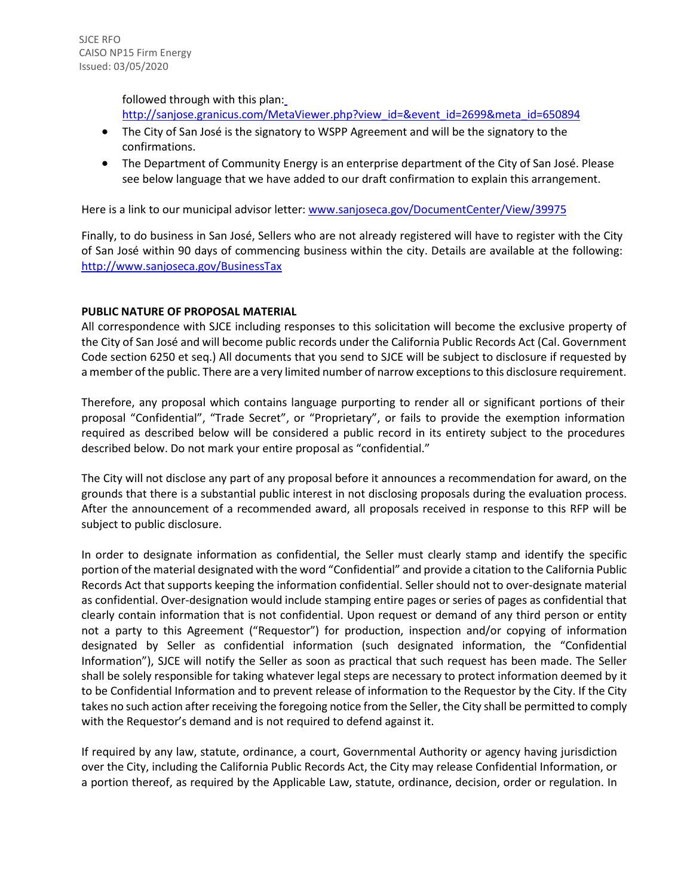followed through with this plan: http://sanjose.granicus.com/MetaViewer.php?view_id=&event_id=2699&meta_id=650894

- The City of San José is the signatory to WSPP Agreement and will be the signatory to the confirmations.
- The Department of Community Energy is an enterprise department of the City of San José. Please see below language that we have added to our draft confirmation to explain this arrangement.

Here is a link to our municipal advisor letter: www.sanjoseca.gov/DocumentCenter/View/39975

Finally, to do business in San José, Sellers who are not already registered will have to register with the City of San José within 90 days of commencing business within the city. Details are available at the following: http://www.sanjoseca.gov/BusinessTax

**PUBLIC NATURE OF PROPOSAL MATERIAL**

All correspondence with SJCE including responses to this solicitation will become the exclusive property of the City of San José and will become public records under the California Public Records Act (Cal. Government Code section 6250 et seq.) All documents that you send to SJCE will be subject to disclosure if requested by a member of the public. There are a very limited number of narrow exceptions to this disclosure requirement.

Therefore, any proposal which contains language purporting to render all or significant portions of their proposal "Confidential", "Trade Secret", or "Proprietary", or fails to provide the exemption information required as described below will be considered a public record in its entirety subject to the procedures described below. Do not mark your entire proposal as "confidential."

The City will not disclose any part of any proposal before it announces a recommendation for award, on the grounds that there is a substantial public interest in not disclosing proposals during the evaluation process. After the announcement of a recommended award, all proposals received in response to this RFP will be subject to public disclosure.

In order to designate information as confidential, the Seller must clearly stamp and identify the specific portion of the material designated with the word "Confidential" and provide a citation to the California Public Records Act that supports keeping the information confidential. Seller should not to over-designate material as confidential. Over-designation would include stamping entire pages or series of pages as confidential that clearly contain information that is not confidential. Upon request or demand of any third person or entity not a party to this Agreement ("Requestor") for production, inspection and/or copying of information designated by Seller as confidential information (such designated information, the "Confidential Information"), SJCE will notify the Seller as soon as practical that such request has been made. The Seller shall be solely responsible for taking whatever legal steps are necessary to protect information deemed by it to be Confidential Information and to prevent release of information to the Requestor by the City. If the City takes no such action after receiving the foregoing notice from the Seller, the City shall be permitted to comply with the Requestor's demand and is not required to defend against it.

If required by any law, statute, ordinance, a court, Governmental Authority or agency having jurisdiction over the City, including the California Public Records Act, the City may release Confidential Information, or a portion thereof, as required by the Applicable Law, statute, ordinance, decision, order or regulation. In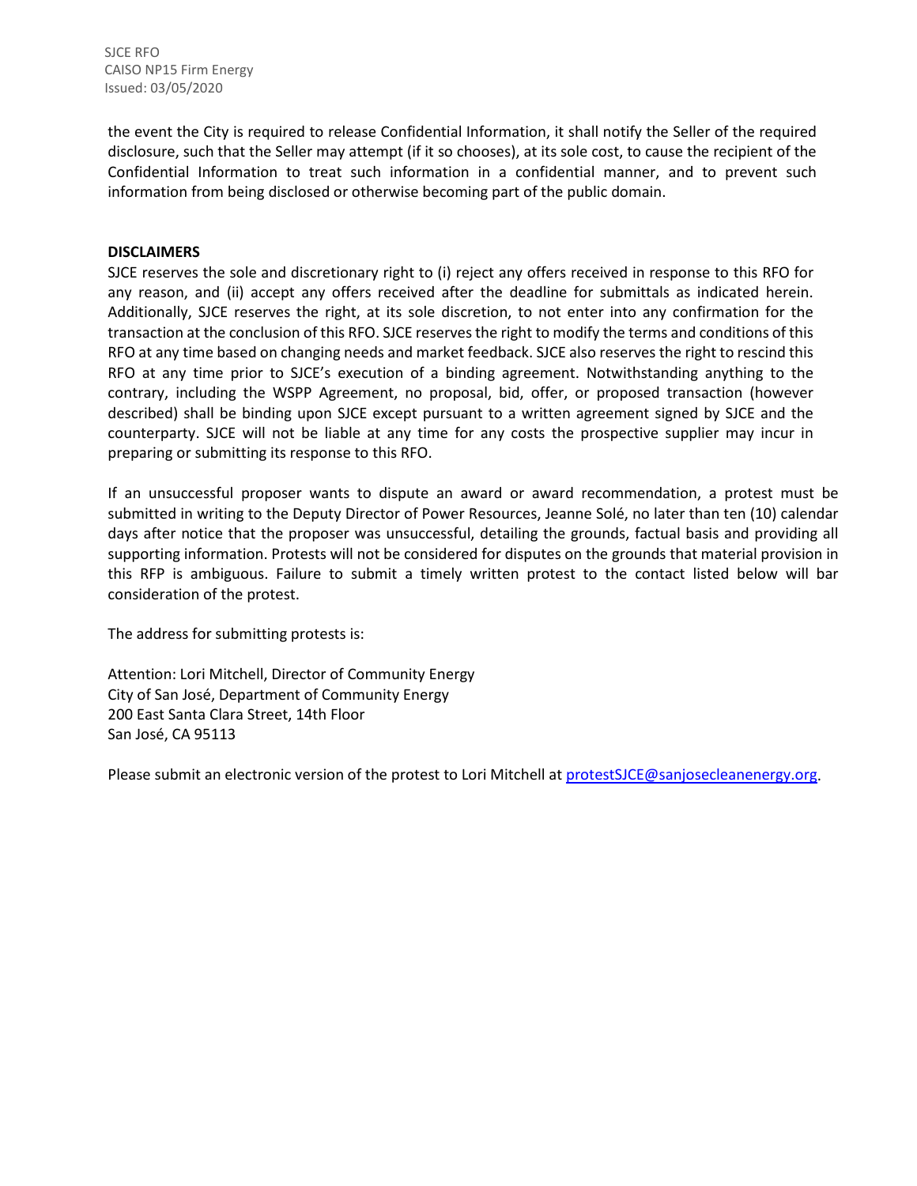the event the City is required to release Confidential Information, it shall notify the Seller of the required disclosure, such that the Seller may attempt (if it so chooses), at its sole cost, to cause the recipient of the Confidential Information to treat such information in a confidential manner, and to prevent such information from being disclosed or otherwise becoming part of the public domain.

**DISCLAIMERS**

SJCE reserves the sole and discretionary right to (i) reject any offers received in response to this RFO for any reason, and (ii) accept any offers received after the deadline for submittals as indicated herein. Additionally, SJCE reserves the right, at its sole discretion, to not enter into any confirmation for the transaction at the conclusion of this RFO. SJCE reserves the right to modify the terms and conditions of this RFO at any time based on changing needs and market feedback. SJCE also reserves the right to rescind this RFO at any time prior to SJCE's execution of a binding agreement. Notwithstanding anything to the contrary, including the WSPP Agreement, no proposal, bid, offer, or proposed transaction (however described) shall be binding upon SJCE except pursuant to a written agreement signed by SJCE and the counterparty. SJCE will not be liable at any time for any costs the prospective supplier may incur in preparing or submitting its response to this RFO.

If an unsuccessful proposer wants to dispute an award or award recommendation, a protest must be submitted in writing to the Deputy Director of Power Resources, Jeanne Solé, no later than ten (10) calendar days after notice that the proposer was unsuccessful, detailing the grounds, factual basis and providing all supporting information. Protests will not be considered for disputes on the grounds that material provision in this RFP is ambiguous. Failure to submit a timely written protest to the contact listed below will bar consideration of the protest.

The address for submitting protests is:

Attention: Lori Mitchell, Director of Community Energy
City of San José, Department of Community Energy
200 East Santa Clara Street, 14th Floor
San José, CA 95113

Please submit an electronic version of the protest to Lori Mitchell at protestSJCE@sanjosecleanenergy.org.